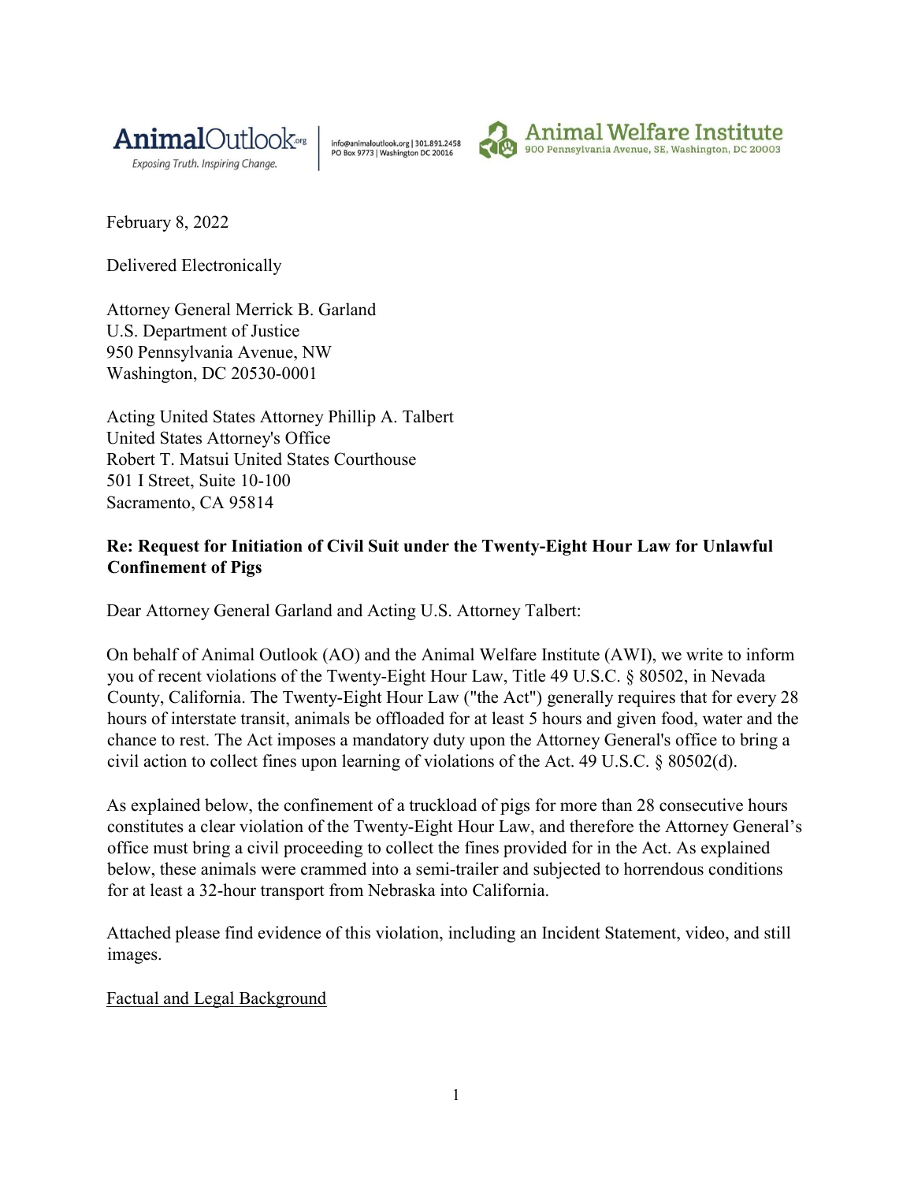**AnimalOutlook**.org
*Exposing Truth. Inspiring Change.*

info@animaloutlook.org | 301.891.2458
PO Box 9773 | Washington DC 20016

**Animal Welfare Institute**
900 Pennsylvania Avenue, SE, Washington, DC 20003

February 8, 2022

Delivered Electronically

Attorney General Merrick B. Garland
U.S. Department of Justice
950 Pennsylvania Avenue, NW
Washington, DC 20530-0001

Acting United States Attorney Phillip A. Talbert
United States Attorney's Office
Robert T. Matsui United States Courthouse
501 I Street, Suite 10-100
Sacramento, CA 95814

**Re: Request for Initiation of Civil Suit under the Twenty-Eight Hour Law for Unlawful Confinement of Pigs**

Dear Attorney General Garland and Acting U.S. Attorney Talbert:

On behalf of Animal Outlook (AO) and the Animal Welfare Institute (AWI), we write to inform you of recent violations of the Twenty-Eight Hour Law, Title 49 U.S.C. § 80502, in Nevada County, California. The Twenty-Eight Hour Law ("the Act") generally requires that for every 28 hours of interstate transit, animals be offloaded for at least 5 hours and given food, water and the chance to rest. The Act imposes a mandatory duty upon the Attorney General's office to bring a civil action to collect fines upon learning of violations of the Act. 49 U.S.C. § 80502(d).

As explained below, the confinement of a truckload of pigs for more than 28 consecutive hours constitutes a clear violation of the Twenty-Eight Hour Law, and therefore the Attorney General's office must bring a civil proceeding to collect the fines provided for in the Act. As explained below, these animals were crammed into a semi-trailer and subjected to horrendous conditions for at least a 32-hour transport from Nebraska into California.

Attached please find evidence of this violation, including an Incident Statement, video, and still images.

<u>Factual and Legal Background</u>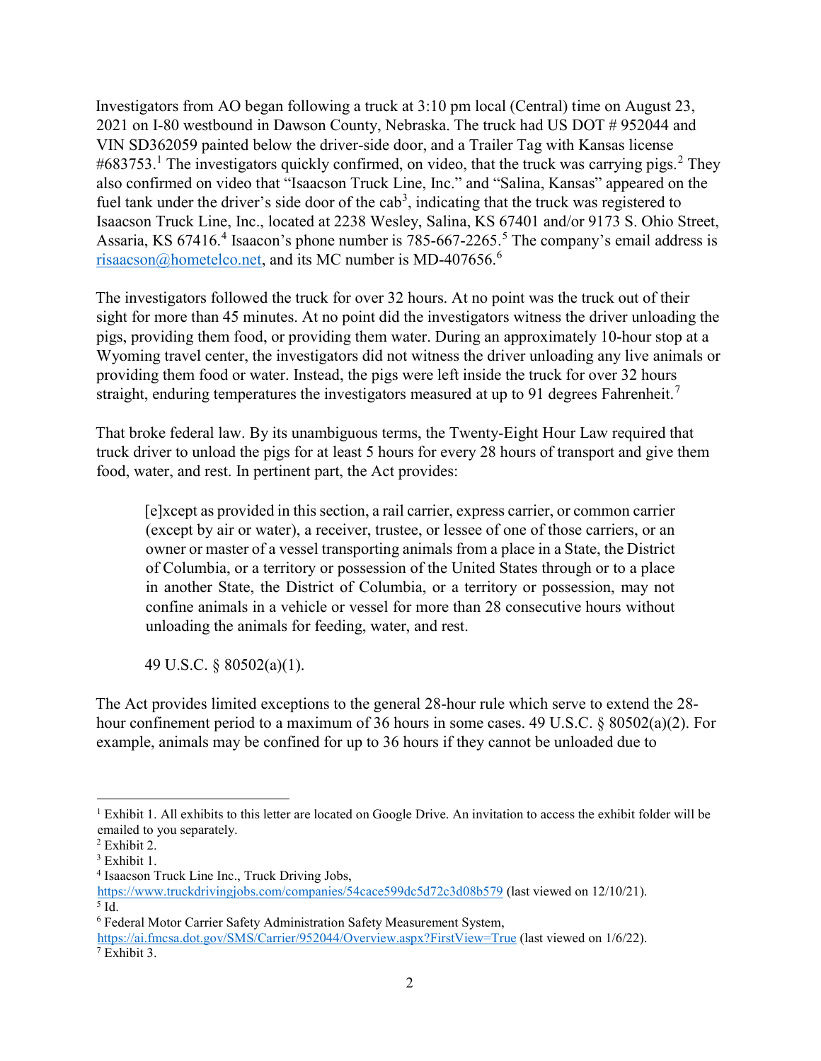Investigators from AO began following a truck at 3:10 pm local (Central) time on August 23, 2021 on I-80 westbound in Dawson County, Nebraska. The truck had US DOT # 952044 and VIN SD362059 painted below the driver-side door, and a Trailer Tag with Kansas license #683753.[1] The investigators quickly confirmed, on video, that the truck was carrying pigs.[2] They also confirmed on video that "Isaacson Truck Line, Inc." and "Salina, Kansas" appeared on the fuel tank under the driver's side door of the cab[3], indicating that the truck was registered to Isaacson Truck Line, Inc., located at 2238 Wesley, Salina, KS 67401 and/or 9173 S. Ohio Street, Assaria, KS 67416.[4] Isaacon's phone number is 785-667-2265.[5] The company's email address is risaacson@hometelco.net, and its MC number is MD-407656.[6]

The investigators followed the truck for over 32 hours. At no point was the truck out of their sight for more than 45 minutes. At no point did the investigators witness the driver unloading the pigs, providing them food, or providing them water. During an approximately 10-hour stop at a Wyoming travel center, the investigators did not witness the driver unloading any live animals or providing them food or water. Instead, the pigs were left inside the truck for over 32 hours straight, enduring temperatures the investigators measured at up to 91 degrees Fahrenheit.[7]

That broke federal law. By its unambiguous terms, the Twenty-Eight Hour Law required that truck driver to unload the pigs for at least 5 hours for every 28 hours of transport and give them food, water, and rest. In pertinent part, the Act provides:

> [e]xcept as provided in this section, a rail carrier, express carrier, or common carrier (except by air or water), a receiver, trustee, or lessee of one of those carriers, or an owner or master of a vessel transporting animals from a place in a State, the District of Columbia, or a territory or possession of the United States through or to a place in another State, the District of Columbia, or a territory or possession, may not confine animals in a vehicle or vessel for more than 28 consecutive hours without unloading the animals for feeding, water, and rest.
>
> 49 U.S.C. § 80502(a)(1).

The Act provides limited exceptions to the general 28-hour rule which serve to extend the 28-hour confinement period to a maximum of 36 hours in some cases. 49 U.S.C. § 80502(a)(2). For example, animals may be confined for up to 36 hours if they cannot be unloaded due to

---

[1] Exhibit 1. All exhibits to this letter are located on Google Drive. An invitation to access the exhibit folder will be emailed to you separately.

[2] Exhibit 2.

[3] Exhibit 1.

[4] Isaacson Truck Line Inc., Truck Driving Jobs, https://www.truckdrivingjobs.com/companies/54cace599dc5d72c3d08b579 (last viewed on 12/10/21).

[5] Id.

[6] Federal Motor Carrier Safety Administration Safety Measurement System, https://ai.fmcsa.dot.gov/SMS/Carrier/952044/Overview.aspx?FirstView=True (last viewed on 1/6/22).

[7] Exhibit 3.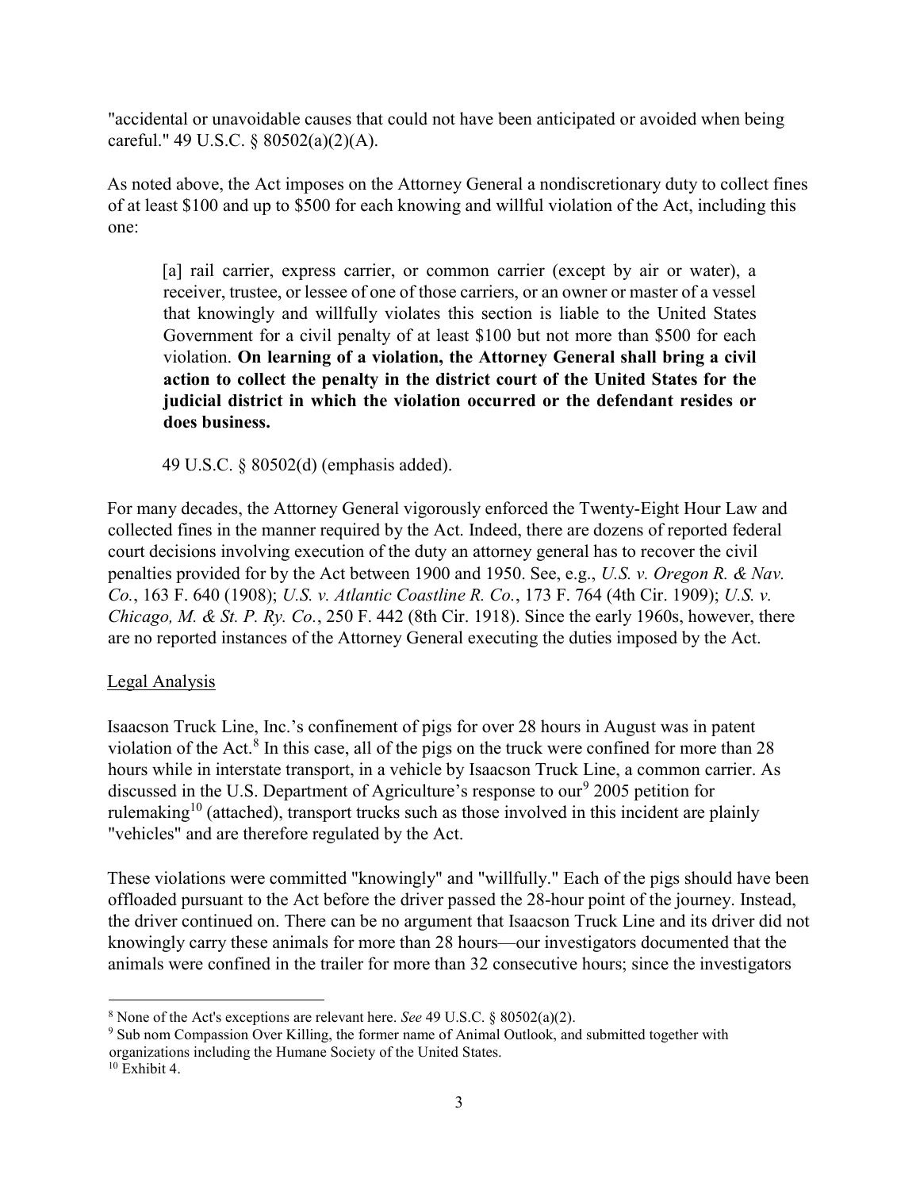"accidental or unavoidable causes that could not have been anticipated or avoided when being careful." 49 U.S.C. § 80502(a)(2)(A).

As noted above, the Act imposes on the Attorney General a nondiscretionary duty to collect fines of at least $100 and up to $500 for each knowing and willful violation of the Act, including this one:

> [a] rail carrier, express carrier, or common carrier (except by air or water), a receiver, trustee, or lessee of one of those carriers, or an owner or master of a vessel that knowingly and willfully violates this section is liable to the United States Government for a civil penalty of at least $100 but not more than $500 for each violation. **On learning of a violation, the Attorney General shall bring a civil action to collect the penalty in the district court of the United States for the judicial district in which the violation occurred or the defendant resides or does business.**
>
> 49 U.S.C. § 80502(d) (emphasis added).

For many decades, the Attorney General vigorously enforced the Twenty-Eight Hour Law and collected fines in the manner required by the Act. Indeed, there are dozens of reported federal court decisions involving execution of the duty an attorney general has to recover the civil penalties provided for by the Act between 1900 and 1950. See, e.g., *U.S. v. Oregon R. & Nav. Co.*, 163 F. 640 (1908); *U.S. v. Atlantic Coastline R. Co.*, 173 F. 764 (4th Cir. 1909); *U.S. v. Chicago, M. & St. P. Ry. Co.*, 250 F. 442 (8th Cir. 1918). Since the early 1960s, however, there are no reported instances of the Attorney General executing the duties imposed by the Act.

<u>Legal Analysis</u>

Isaacson Truck Line, Inc.'s confinement of pigs for over 28 hours in August was in patent violation of the Act.[8] In this case, all of the pigs on the truck were confined for more than 28 hours while in interstate transport, in a vehicle by Isaacson Truck Line, a common carrier. As discussed in the U.S. Department of Agriculture's response to our[9] 2005 petition for rulemaking[10] (attached), transport trucks such as those involved in this incident are plainly "vehicles" and are therefore regulated by the Act.

These violations were committed "knowingly" and "willfully." Each of the pigs should have been offloaded pursuant to the Act before the driver passed the 28-hour point of the journey. Instead, the driver continued on. There can be no argument that Isaacson Truck Line and its driver did not knowingly carry these animals for more than 28 hours—our investigators documented that the animals were confined in the trailer for more than 32 consecutive hours; since the investigators

---

[8] None of the Act's exceptions are relevant here. *See* 49 U.S.C. § 80502(a)(2).

[9] Sub nom Compassion Over Killing, the former name of Animal Outlook, and submitted together with organizations including the Humane Society of the United States.

[10] Exhibit 4.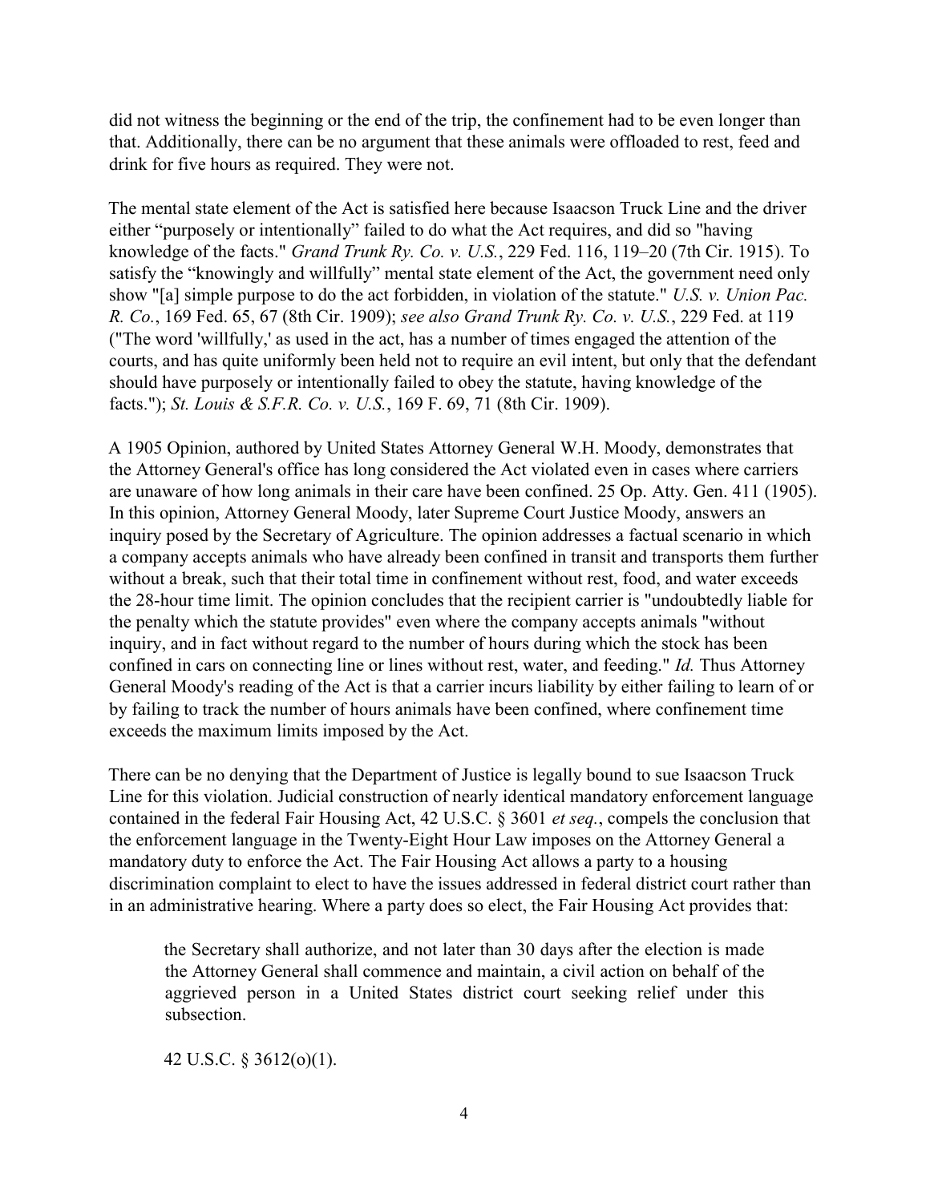did not witness the beginning or the end of the trip, the confinement had to be even longer than that. Additionally, there can be no argument that these animals were offloaded to rest, feed and drink for five hours as required. They were not.

The mental state element of the Act is satisfied here because Isaacson Truck Line and the driver either "purposely or intentionally" failed to do what the Act requires, and did so "having knowledge of the facts." *Grand Trunk Ry. Co. v. U.S.*, 229 Fed. 116, 119–20 (7th Cir. 1915). To satisfy the "knowingly and willfully" mental state element of the Act, the government need only show "[a] simple purpose to do the act forbidden, in violation of the statute." *U.S. v. Union Pac. R. Co.*, 169 Fed. 65, 67 (8th Cir. 1909); *see also Grand Trunk Ry. Co. v. U.S.*, 229 Fed. at 119 ("The word 'willfully,' as used in the act, has a number of times engaged the attention of the courts, and has quite uniformly been held not to require an evil intent, but only that the defendant should have purposely or intentionally failed to obey the statute, having knowledge of the facts."); *St. Louis & S.F.R. Co. v. U.S.*, 169 F. 69, 71 (8th Cir. 1909).

A 1905 Opinion, authored by United States Attorney General W.H. Moody, demonstrates that the Attorney General's office has long considered the Act violated even in cases where carriers are unaware of how long animals in their care have been confined. 25 Op. Atty. Gen. 411 (1905). In this opinion, Attorney General Moody, later Supreme Court Justice Moody, answers an inquiry posed by the Secretary of Agriculture. The opinion addresses a factual scenario in which a company accepts animals who have already been confined in transit and transports them further without a break, such that their total time in confinement without rest, food, and water exceeds the 28-hour time limit. The opinion concludes that the recipient carrier is "undoubtedly liable for the penalty which the statute provides" even where the company accepts animals "without inquiry, and in fact without regard to the number of hours during which the stock has been confined in cars on connecting line or lines without rest, water, and feeding." *Id.* Thus Attorney General Moody's reading of the Act is that a carrier incurs liability by either failing to learn of or by failing to track the number of hours animals have been confined, where confinement time exceeds the maximum limits imposed by the Act.

There can be no denying that the Department of Justice is legally bound to sue Isaacson Truck Line for this violation. Judicial construction of nearly identical mandatory enforcement language contained in the federal Fair Housing Act, 42 U.S.C. § 3601 *et seq.*, compels the conclusion that the enforcement language in the Twenty-Eight Hour Law imposes on the Attorney General a mandatory duty to enforce the Act. The Fair Housing Act allows a party to a housing discrimination complaint to elect to have the issues addressed in federal district court rather than in an administrative hearing. Where a party does so elect, the Fair Housing Act provides that:

> the Secretary shall authorize, and not later than 30 days after the election is made the Attorney General shall commence and maintain, a civil action on behalf of the aggrieved person in a United States district court seeking relief under this subsection.
>
> 42 U.S.C. § 3612(o)(1).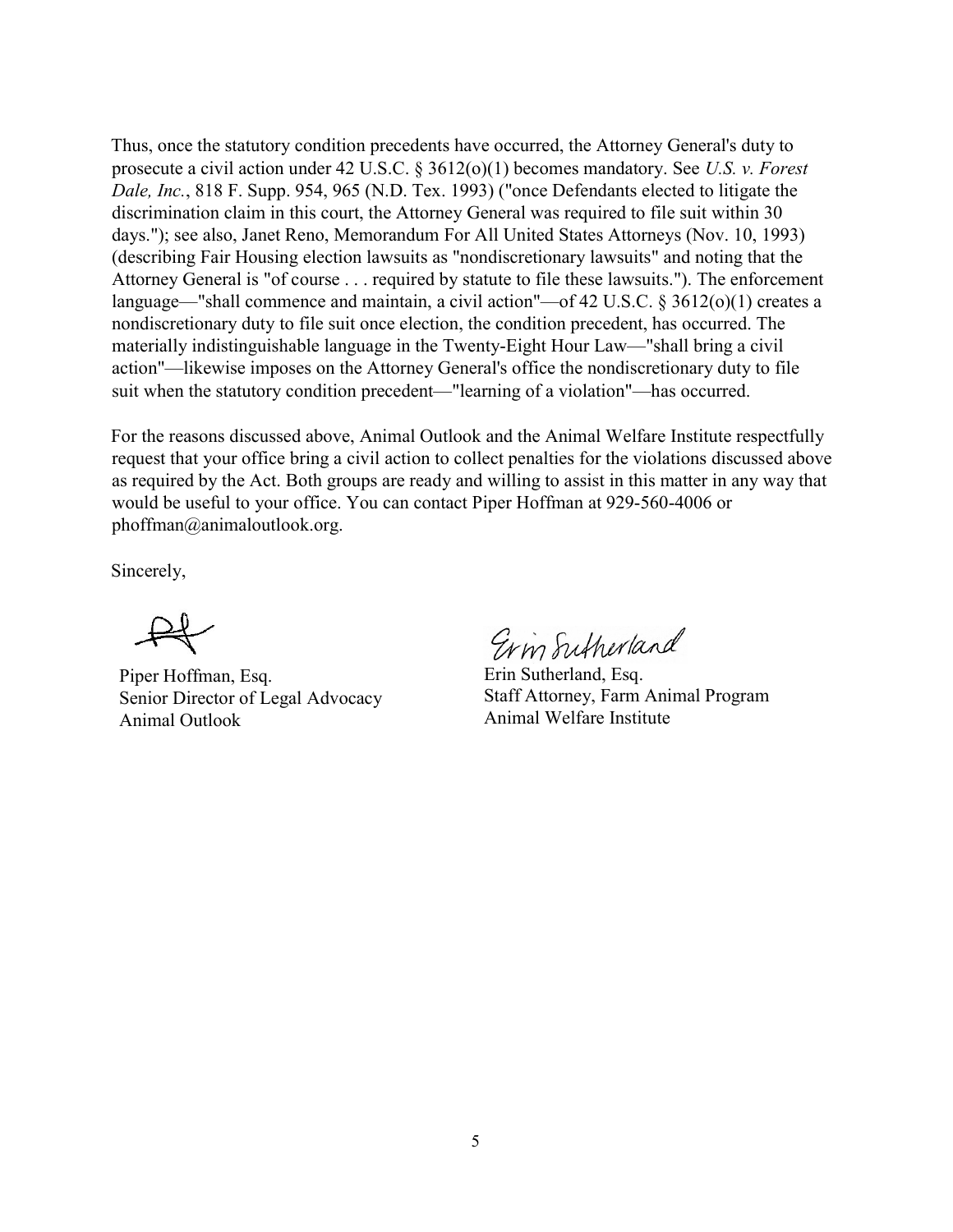Thus, once the statutory condition precedents have occurred, the Attorney General's duty to prosecute a civil action under 42 U.S.C. § 3612(o)(1) becomes mandatory. See *U.S. v. Forest Dale, Inc.*, 818 F. Supp. 954, 965 (N.D. Tex. 1993) ("once Defendants elected to litigate the discrimination claim in this court, the Attorney General was required to file suit within 30 days."); see also, Janet Reno, Memorandum For All United States Attorneys (Nov. 10, 1993) (describing Fair Housing election lawsuits as "nondiscretionary lawsuits" and noting that the Attorney General is "of course . . . required by statute to file these lawsuits."). The enforcement language—"shall commence and maintain, a civil action"—of 42 U.S.C. § 3612(o)(1) creates a nondiscretionary duty to file suit once election, the condition precedent, has occurred. The materially indistinguishable language in the Twenty-Eight Hour Law—"shall bring a civil action"—likewise imposes on the Attorney General's office the nondiscretionary duty to file suit when the statutory condition precedent—"learning of a violation"—has occurred.

For the reasons discussed above, Animal Outlook and the Animal Welfare Institute respectfully request that your office bring a civil action to collect penalties for the violations discussed above as required by the Act. Both groups are ready and willing to assist in this matter in any way that would be useful to your office. You can contact Piper Hoffman at 929-560-4006 or phoffman@animaloutlook.org.

Sincerely,

Piper Hoffman, Esq.
Senior Director of Legal Advocacy
Animal Outlook

Erin Sutherland, Esq.
Staff Attorney, Farm Animal Program
Animal Welfare Institute